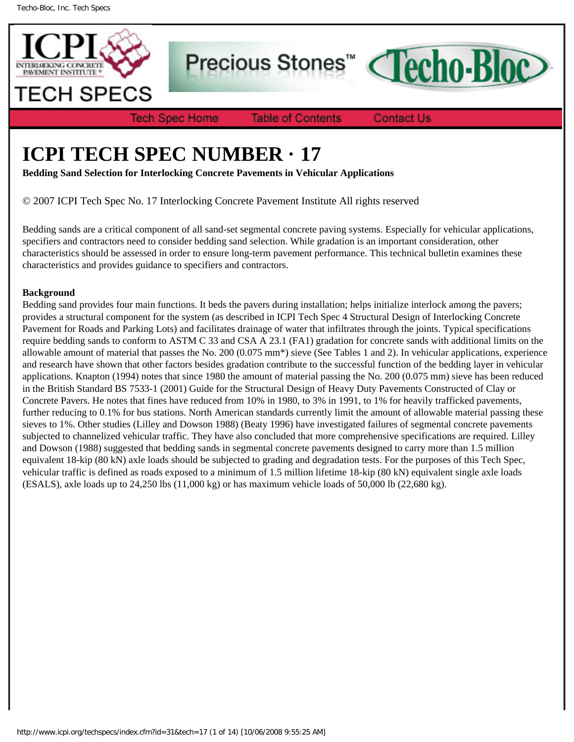# ICPI TECH SPEC NUMBER · 17

**Bedding Sand Selection for Interlocking Concrete Pavements in Vehicular Applications**

© 2007 ICPI Tech Spec No. 17 Interlocking Concrete Pavement Institute All rights reserved

Bedding sands are a critical component of all sand-set segmental concrete paving systems. Especially for vehicular applications, specifiers and contractors need to consider bedding sand selection. While gradation is an important consideration, other characteristics should be assessed in order to ensure long-term pavement performance. This technical bulletin examines these characteristics and provides guidance to specifiers and contractors.

**Background**

Bedding sand provides four main functions. It beds the pavers during installation; helps initialize interlock among the pavers; provides a structural component for the system (as described in ICPI Tech Spec 4 Structural Design of Interlocking Concrete Pavement for Roads and Parking Lots) and facilitates drainage of water that infiltrates through the joints. Typical specifications require bedding sands to conform to ASTM C 33 and CSA A 23.1 (FA1) gradation for concrete sands with additional limits on the allowable amount of material that passes the No. 200 (0.075 mm*) sieve (See Tables 1 and 2). In vehicular applications, experience and research have shown that other factors besides gradation contribute to the successful function of the bedding layer in vehicular applications. Knapton (1994) notes that since 1980 the amount of material passing the No. 200 (0.075 mm) sieve has been reduced in the British Standard BS 7533-1 (2001) Guide for the Structural Design of Heavy Duty Pavements Constructed of Clay or Concrete Pavers. He notes that fines have reduced from 10% in 1980, to 3% in 1991, to 1% for heavily trafficked pavements, further reducing to 0.1% for bus stations. North American standards currently limit the amount of allowable material passing these sieves to 1%. Other studies (Lilley and Dowson 1988) (Beaty 1996) have investigated failures of segmental concrete pavements subjected to channelized vehicular traffic. They have also concluded that more comprehensive specifications are required. Lilley and Dowson (1988) suggested that bedding sands in segmental concrete pavements designed to carry more than 1.5 million equivalent 18-kip (80 kN) axle loads should be subjected to grading and degradation tests. For the purposes of this Tech Spec, vehicular traffic is defined as roads exposed to a minimum of 1.5 million lifetime 18-kip (80 kN) equivalent single axle loads (ESALS), axle loads up to 24,250 lbs (11,000 kg) or has maximum vehicle loads of 50,000 lb (22,680 kg).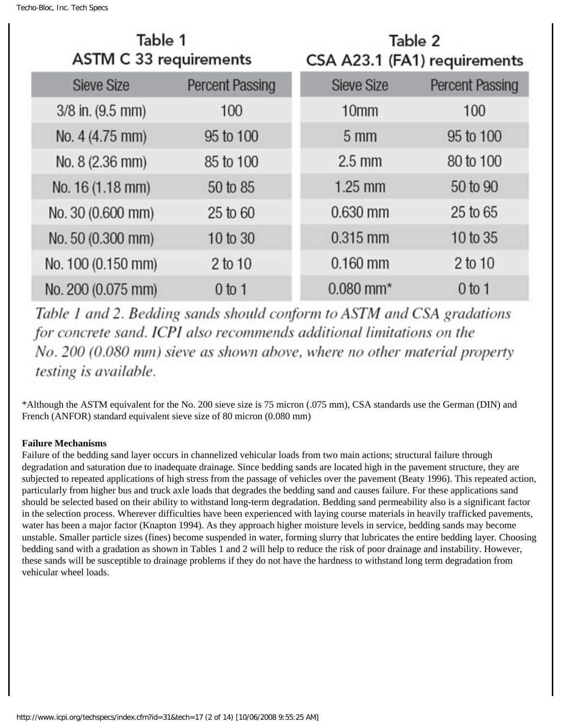**Table 1**
**ASTM C 33 requirements**

| Sieve Size | Percent Passing |
|---|---|
| 3/8 in. (9.5 mm) | 100 |
| No. 4 (4.75 mm) | 95 to 100 |
| No. 8 (2.36 mm) | 85 to 100 |
| No. 16 (1.18 mm) | 50 to 85 |
| No. 30 (0.600 mm) | 25 to 60 |
| No. 50 (0.300 mm) | 10 to 30 |
| No. 100 (0.150 mm) | 2 to 10 |
| No. 200 (0.075 mm) | 0 to 1 |

**Table 2**
**CSA A23.1 (FA1) requirements**

| Sieve Size | Percent Passing |
|---|---|
| 10mm | 100 |
| 5 mm | 95 to 100 |
| 2.5 mm | 80 to 100 |
| 1.25 mm | 50 to 90 |
| 0.630 mm | 25 to 65 |
| 0.315 mm | 10 to 35 |
| 0.160 mm | 2 to 10 |
| 0.080 mm* | 0 to 1 |

*Table 1 and 2. Bedding sands should conform to ASTM and CSA gradations for concrete sand. ICPI also recommends additional limitations on the No. 200 (0.080 mm) sieve as shown above, where no other material property testing is available.*

*Although the ASTM equivalent for the No. 200 sieve size is 75 micron (.075 mm), CSA standards use the German (DIN) and French (ANFOR) standard equivalent sieve size of 80 micron (0.080 mm)

**Failure Mechanisms**

Failure of the bedding sand layer occurs in channelized vehicular loads from two main actions; structural failure through degradation and saturation due to inadequate drainage. Since bedding sands are located high in the pavement structure, they are subjected to repeated applications of high stress from the passage of vehicles over the pavement (Beaty 1996). This repeated action, particularly from higher bus and truck axle loads that degrades the bedding sand and causes failure. For these applications sand should be selected based on their ability to withstand long-term degradation. Bedding sand permeability also is a significant factor in the selection process. Wherever difficulties have been experienced with laying course materials in heavily trafficked pavements, water has been a major factor (Knapton 1994). As they approach higher moisture levels in service, bedding sands may become unstable. Smaller particle sizes (fines) become suspended in water, forming slurry that lubricates the entire bedding layer. Choosing bedding sand with a gradation as shown in Tables 1 and 2 will help to reduce the risk of poor drainage and instability. However, these sands will be susceptible to drainage problems if they do not have the hardness to withstand long term degradation from vehicular wheel loads.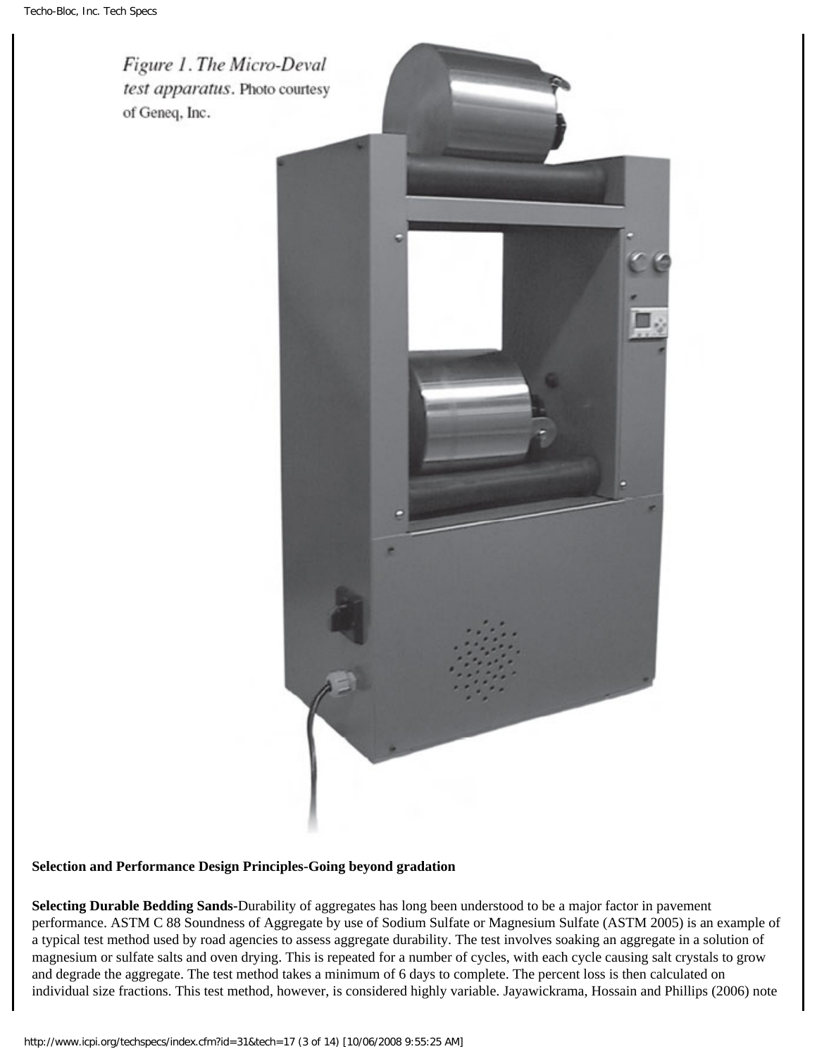*Figure 1. The Micro-Deval test apparatus.* Photo courtesy of Geneq, Inc.

**Selection and Performance Design Principles-Going beyond gradation**

**Selecting Durable Bedding Sands-**Durability of aggregates has long been understood to be a major factor in pavement performance. ASTM C 88 Soundness of Aggregate by use of Sodium Sulfate or Magnesium Sulfate (ASTM 2005) is an example of a typical test method used by road agencies to assess aggregate durability. The test involves soaking an aggregate in a solution of magnesium or sulfate salts and oven drying. This is repeated for a number of cycles, with each cycle causing salt crystals to grow and degrade the aggregate. The test method takes a minimum of 6 days to complete. The percent loss is then calculated on individual size fractions. This test method, however, is considered highly variable. Jayawickrama, Hossain and Phillips (2006) note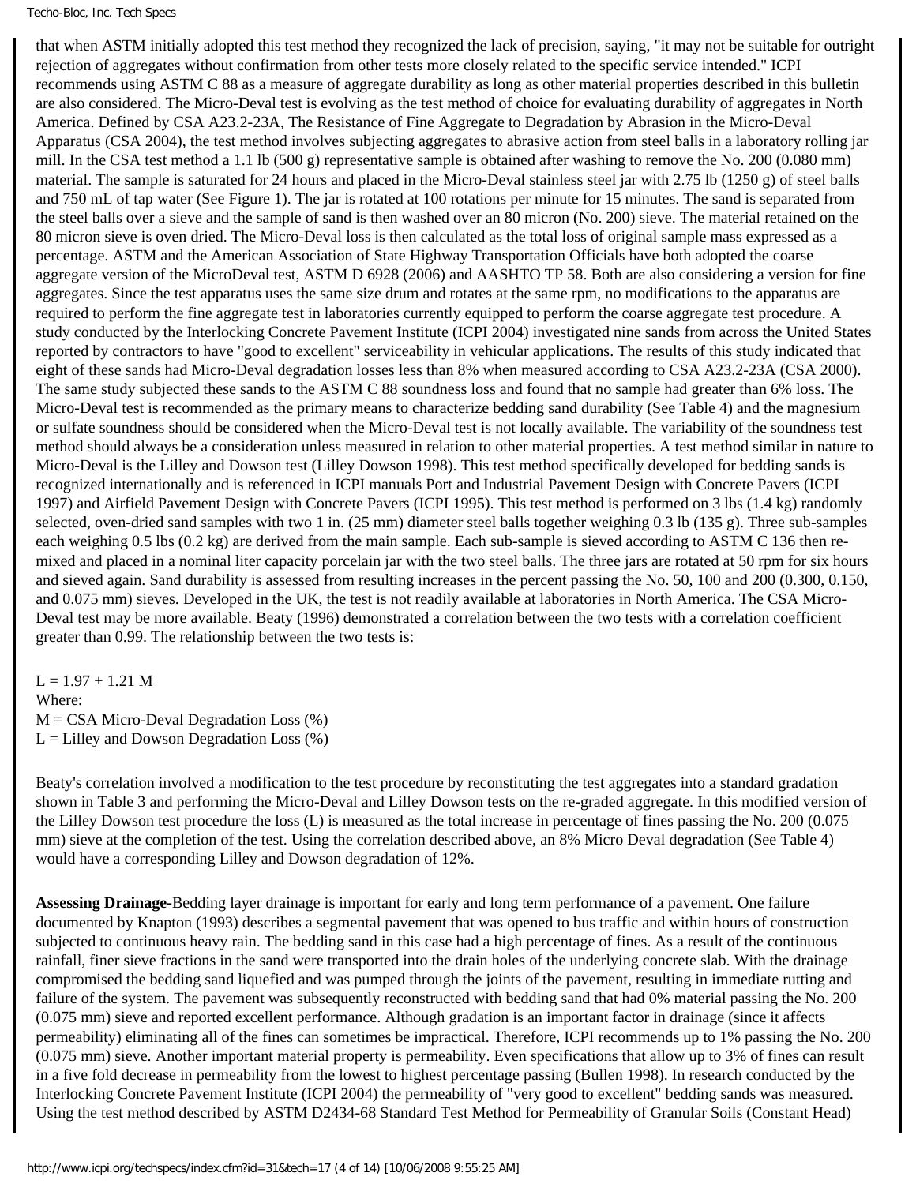that when ASTM initially adopted this test method they recognized the lack of precision, saying, "it may not be suitable for outright rejection of aggregates without confirmation from other tests more closely related to the specific service intended." ICPI recommends using ASTM C 88 as a measure of aggregate durability as long as other material properties described in this bulletin are also considered. The Micro-Deval test is evolving as the test method of choice for evaluating durability of aggregates in North America. Defined by CSA A23.2-23A, The Resistance of Fine Aggregate to Degradation by Abrasion in the Micro-Deval Apparatus (CSA 2004), the test method involves subjecting aggregates to abrasive action from steel balls in a laboratory rolling jar mill. In the CSA test method a 1.1 lb (500 g) representative sample is obtained after washing to remove the No. 200 (0.080 mm) material. The sample is saturated for 24 hours and placed in the Micro-Deval stainless steel jar with 2.75 lb (1250 g) of steel balls and 750 mL of tap water (See Figure 1). The jar is rotated at 100 rotations per minute for 15 minutes. The sand is separated from the steel balls over a sieve and the sample of sand is then washed over an 80 micron (No. 200) sieve. The material retained on the 80 micron sieve is oven dried. The Micro-Deval loss is then calculated as the total loss of original sample mass expressed as a percentage. ASTM and the American Association of State Highway Transportation Officials have both adopted the coarse aggregate version of the MicroDeval test, ASTM D 6928 (2006) and AASHTO TP 58. Both are also considering a version for fine aggregates. Since the test apparatus uses the same size drum and rotates at the same rpm, no modifications to the apparatus are required to perform the fine aggregate test in laboratories currently equipped to perform the coarse aggregate test procedure. A study conducted by the Interlocking Concrete Pavement Institute (ICPI 2004) investigated nine sands from across the United States reported by contractors to have "good to excellent" serviceability in vehicular applications. The results of this study indicated that eight of these sands had Micro-Deval degradation losses less than 8% when measured according to CSA A23.2-23A (CSA 2000). The same study subjected these sands to the ASTM C 88 soundness loss and found that no sample had greater than 6% loss. The Micro-Deval test is recommended as the primary means to characterize bedding sand durability (See Table 4) and the magnesium or sulfate soundness should be considered when the Micro-Deval test is not locally available. The variability of the soundness test method should always be a consideration unless measured in relation to other material properties. A test method similar in nature to Micro-Deval is the Lilley and Dowson test (Lilley Dowson 1998). This test method specifically developed for bedding sands is recognized internationally and is referenced in ICPI manuals Port and Industrial Pavement Design with Concrete Pavers (ICPI 1997) and Airfield Pavement Design with Concrete Pavers (ICPI 1995). This test method is performed on 3 lbs (1.4 kg) randomly selected, oven-dried sand samples with two 1 in. (25 mm) diameter steel balls together weighing 0.3 lb (135 g). Three sub-samples each weighing 0.5 lbs (0.2 kg) are derived from the main sample. Each sub-sample is sieved according to ASTM C 136 then re-mixed and placed in a nominal liter capacity porcelain jar with the two steel balls. The three jars are rotated at 50 rpm for six hours and sieved again. Sand durability is assessed from resulting increases in the percent passing the No. 50, 100 and 200 (0.300, 0.150, and 0.075 mm) sieves. Developed in the UK, the test is not readily available at laboratories in North America. The CSA Micro-Deval test may be more available. Beaty (1996) demonstrated a correlation between the two tests with a correlation coefficient greater than 0.99. The relationship between the two tests is:

$$L = 1.97 + 1.21\,M$$

Where:
$M$ = CSA Micro-Deval Degradation Loss (%)
$L$ = Lilley and Dowson Degradation Loss (%)

Beaty's correlation involved a modification to the test procedure by reconstituting the test aggregates into a standard gradation shown in Table 3 and performing the Micro-Deval and Lilley Dowson tests on the re-graded aggregate. In this modified version of the Lilley Dowson test procedure the loss (L) is measured as the total increase in percentage of fines passing the No. 200 (0.075 mm) sieve at the completion of the test. Using the correlation described above, an 8% Micro Deval degradation (See Table 4) would have a corresponding Lilley and Dowson degradation of 12%.

**Assessing Drainage-**Bedding layer drainage is important for early and long term performance of a pavement. One failure documented by Knapton (1993) describes a segmental pavement that was opened to bus traffic and within hours of construction subjected to continuous heavy rain. The bedding sand in this case had a high percentage of fines. As a result of the continuous rainfall, finer sieve fractions in the sand were transported into the drain holes of the underlying concrete slab. With the drainage compromised the bedding sand liquefied and was pumped through the joints of the pavement, resulting in immediate rutting and failure of the system. The pavement was subsequently reconstructed with bedding sand that had 0% material passing the No. 200 (0.075 mm) sieve and reported excellent performance. Although gradation is an important factor in drainage (since it affects permeability) eliminating all of the fines can sometimes be impractical. Therefore, ICPI recommends up to 1% passing the No. 200 (0.075 mm) sieve. Another important material property is permeability. Even specifications that allow up to 3% of fines can result in a five fold decrease in permeability from the lowest to highest percentage passing (Bullen 1998). In research conducted by the Interlocking Concrete Pavement Institute (ICPI 2004) the permeability of "very good to excellent" bedding sands was measured. Using the test method described by ASTM D2434-68 Standard Test Method for Permeability of Granular Soils (Constant Head)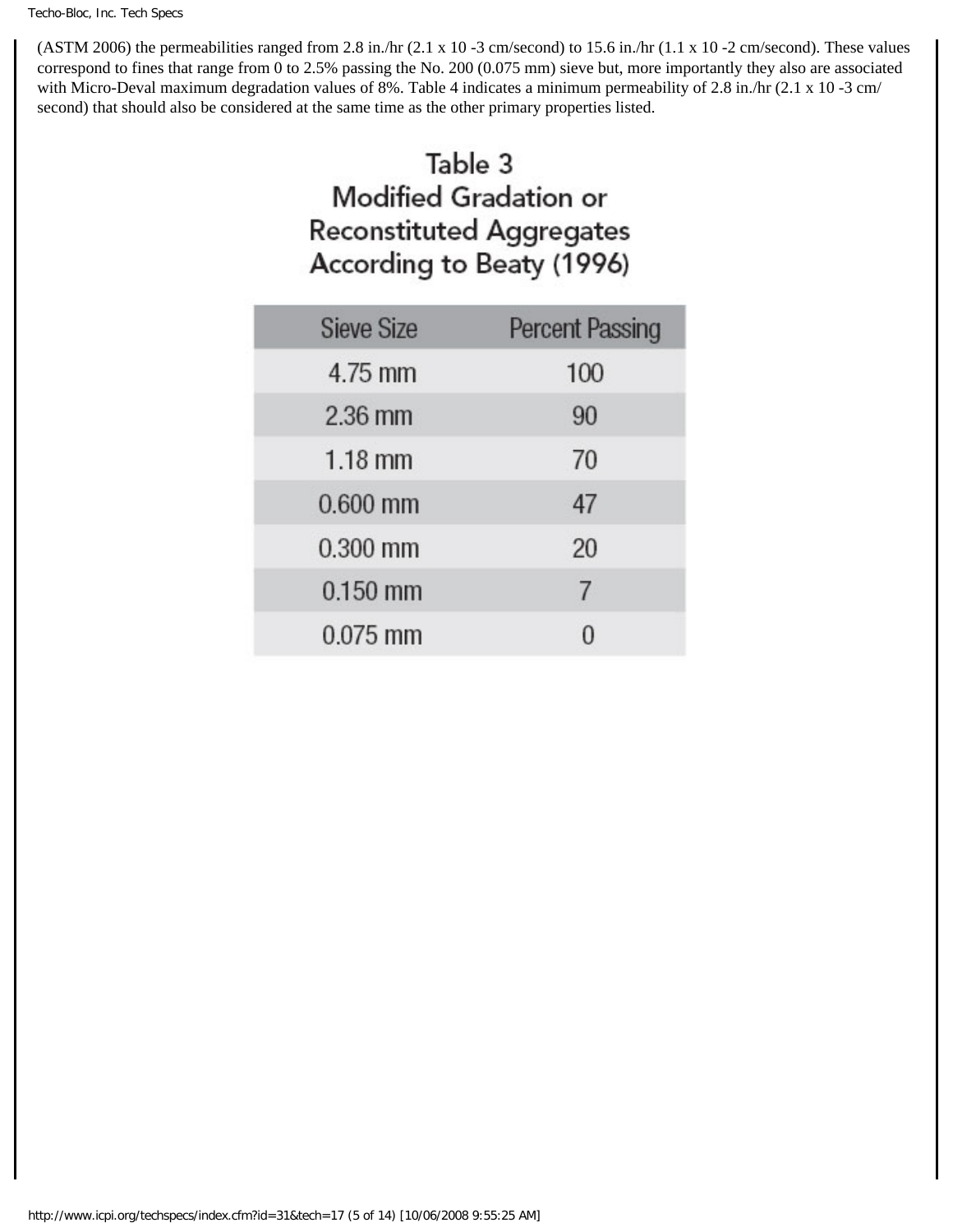(ASTM 2006) the permeabilities ranged from 2.8 in./hr ($2.1 \times 10^{-3}$ cm/second) to 15.6 in./hr ($1.1 \times 10^{-2}$ cm/second). These values correspond to fines that range from 0 to 2.5% passing the No. 200 (0.075 mm) sieve but, more importantly they also are associated with Micro-Deval maximum degradation values of 8%. Table 4 indicates a minimum permeability of 2.8 in./hr ($2.1 \times 10^{-3}$ cm/second) that should also be considered at the same time as the other primary properties listed.

## Table 3
## Modified Gradation or Reconstituted Aggregates According to Beaty (1996)

| Sieve Size | Percent Passing |
| --- | --- |
| 4.75 mm | 100 |
| 2.36 mm | 90 |
| 1.18 mm | 70 |
| 0.600 mm | 47 |
| 0.300 mm | 20 |
| 0.150 mm | 7 |
| 0.075 mm | 0 |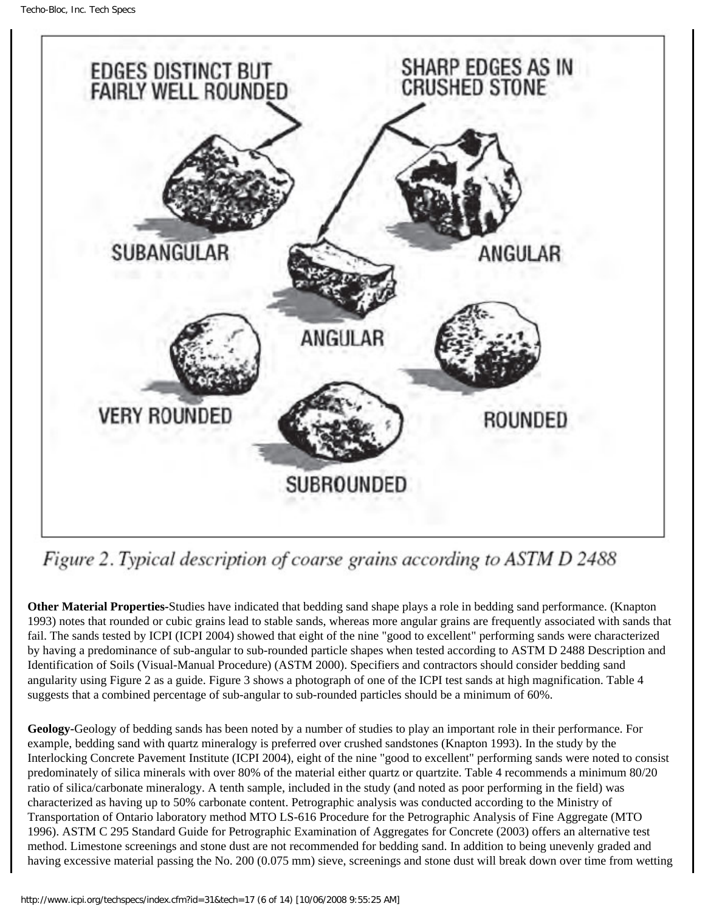Figure 2. Typical description of coarse grains according to ASTM D 2488

**Other Material Properties-**Studies have indicated that bedding sand shape plays a role in bedding sand performance. (Knapton 1993) notes that rounded or cubic grains lead to stable sands, whereas more angular grains are frequently associated with sands that fail. The sands tested by ICPI (ICPI 2004) showed that eight of the nine "good to excellent" performing sands were characterized by having a predominance of sub-angular to sub-rounded particle shapes when tested according to ASTM D 2488 Description and Identification of Soils (Visual-Manual Procedure) (ASTM 2000). Specifiers and contractors should consider bedding sand angularity using Figure 2 as a guide. Figure 3 shows a photograph of one of the ICPI test sands at high magnification. Table 4 suggests that a combined percentage of sub-angular to sub-rounded particles should be a minimum of 60%.

**Geology-**Geology of bedding sands has been noted by a number of studies to play an important role in their performance. For example, bedding sand with quartz mineralogy is preferred over crushed sandstones (Knapton 1993). In the study by the Interlocking Concrete Pavement Institute (ICPI 2004), eight of the nine "good to excellent" performing sands were noted to consist predominately of silica minerals with over 80% of the material either quartz or quartzite. Table 4 recommends a minimum 80/20 ratio of silica/carbonate mineralogy. A tenth sample, included in the study (and noted as poor performing in the field) was characterized as having up to 50% carbonate content. Petrographic analysis was conducted according to the Ministry of Transportation of Ontario laboratory method MTO LS-616 Procedure for the Petrographic Analysis of Fine Aggregate (MTO 1996). ASTM C 295 Standard Guide for Petrographic Examination of Aggregates for Concrete (2003) offers an alternative test method. Limestone screenings and stone dust are not recommended for bedding sand. In addition to being unevenly graded and having excessive material passing the No. 200 (0.075 mm) sieve, screenings and stone dust will break down over time from wetting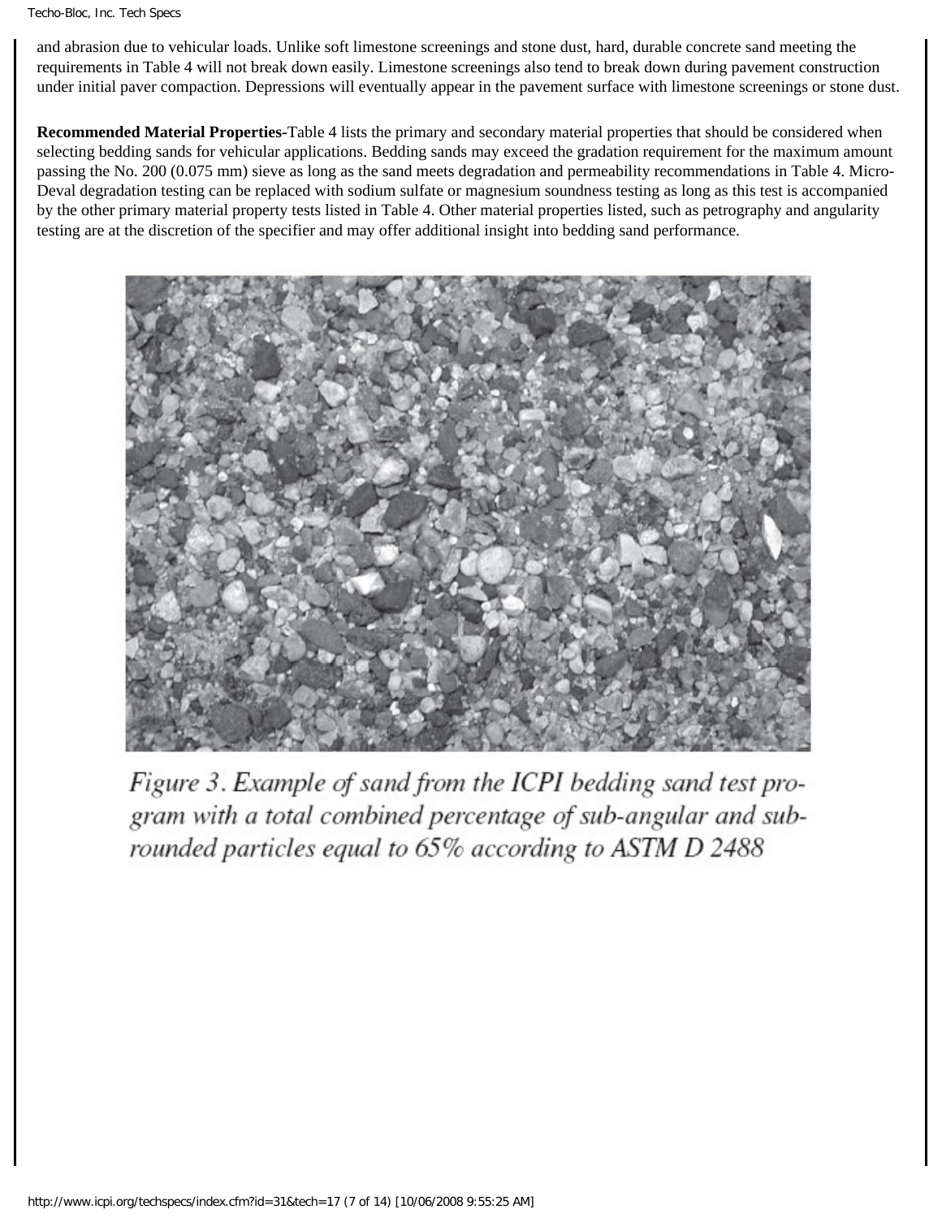and abrasion due to vehicular loads. Unlike soft limestone screenings and stone dust, hard, durable concrete sand meeting the requirements in Table 4 will not break down easily. Limestone screenings also tend to break down during pavement construction under initial paver compaction. Depressions will eventually appear in the pavement surface with limestone screenings or stone dust.

**Recommended Material Properties-**Table 4 lists the primary and secondary material properties that should be considered when selecting bedding sands for vehicular applications. Bedding sands may exceed the gradation requirement for the maximum amount passing the No. 200 (0.075 mm) sieve as long as the sand meets degradation and permeability recommendations in Table 4. Micro-Deval degradation testing can be replaced with sodium sulfate or magnesium soundness testing as long as this test is accompanied by the other primary material property tests listed in Table 4. Other material properties listed, such as petrography and angularity testing are at the discretion of the specifier and may offer additional insight into bedding sand performance.

*Figure 3. Example of sand from the ICPI bedding sand test program with a total combined percentage of sub-angular and sub-rounded particles equal to 65% according to ASTM D 2488*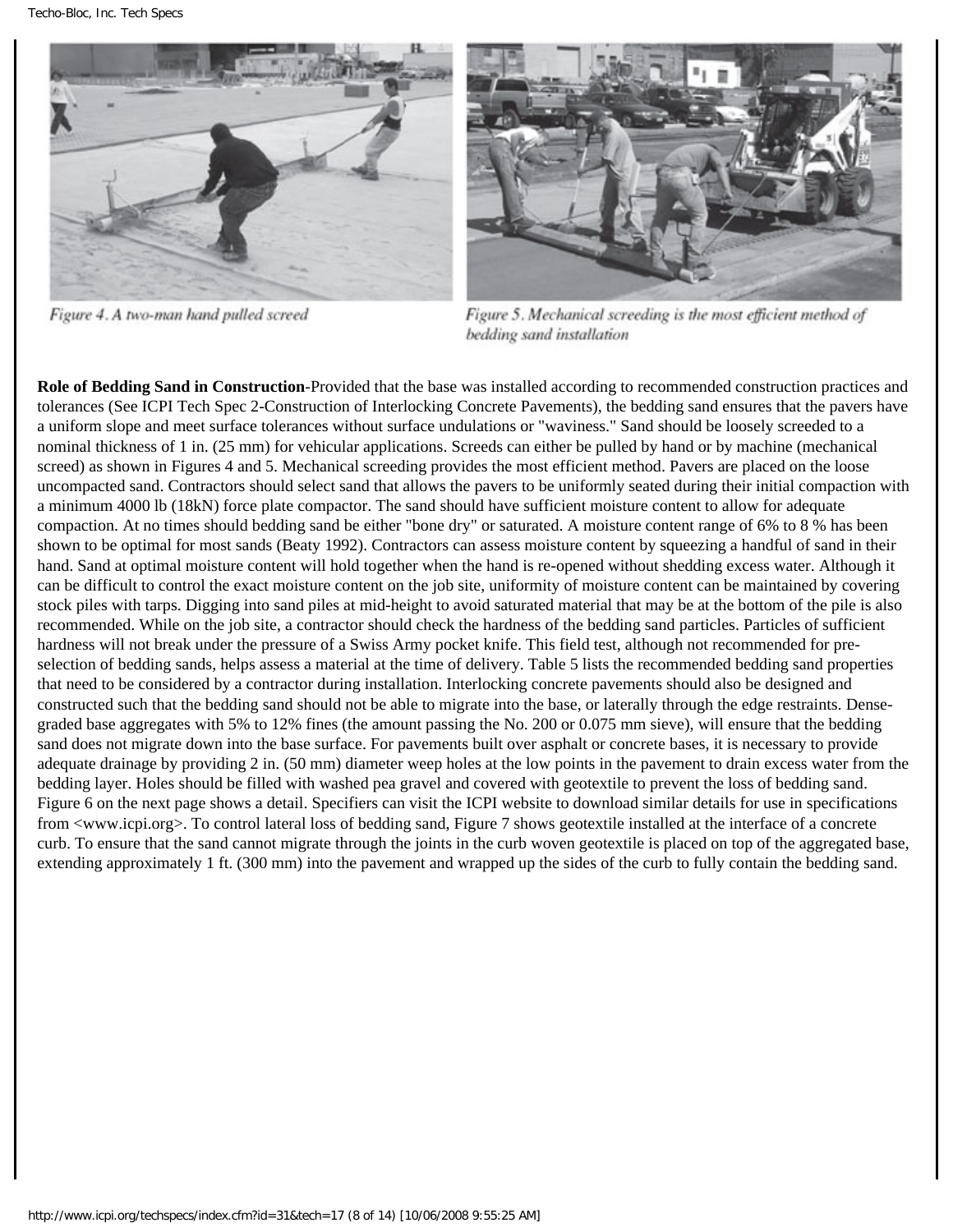Figure 4. A two-man hand pulled screed

Figure 5. Mechanical screeding is the most efficient method of bedding sand installation

**Role of Bedding Sand in Construction**-Provided that the base was installed according to recommended construction practices and tolerances (See ICPI Tech Spec 2-Construction of Interlocking Concrete Pavements), the bedding sand ensures that the pavers have a uniform slope and meet surface tolerances without surface undulations or "waviness." Sand should be loosely screeded to a nominal thickness of 1 in. (25 mm) for vehicular applications. Screeds can either be pulled by hand or by machine (mechanical screed) as shown in Figures 4 and 5. Mechanical screeding provides the most efficient method. Pavers are placed on the loose uncompacted sand. Contractors should select sand that allows the pavers to be uniformly seated during their initial compaction with a minimum 4000 lb (18kN) force plate compactor. The sand should have sufficient moisture content to allow for adequate compaction. At no times should bedding sand be either "bone dry" or saturated. A moisture content range of 6% to 8 % has been shown to be optimal for most sands (Beaty 1992). Contractors can assess moisture content by squeezing a handful of sand in their hand. Sand at optimal moisture content will hold together when the hand is re-opened without shedding excess water. Although it can be difficult to control the exact moisture content on the job site, uniformity of moisture content can be maintained by covering stock piles with tarps. Digging into sand piles at mid-height to avoid saturated material that may be at the bottom of the pile is also recommended. While on the job site, a contractor should check the hardness of the bedding sand particles. Particles of sufficient hardness will not break under the pressure of a Swiss Army pocket knife. This field test, although not recommended for pre-selection of bedding sands, helps assess a material at the time of delivery. Table 5 lists the recommended bedding sand properties that need to be considered by a contractor during installation. Interlocking concrete pavements should also be designed and constructed such that the bedding sand should not be able to migrate into the base, or laterally through the edge restraints. Dense-graded base aggregates with 5% to 12% fines (the amount passing the No. 200 or 0.075 mm sieve), will ensure that the bedding sand does not migrate down into the base surface. For pavements built over asphalt or concrete bases, it is necessary to provide adequate drainage by providing 2 in. (50 mm) diameter weep holes at the low points in the pavement to drain excess water from the bedding layer. Holes should be filled with washed pea gravel and covered with geotextile to prevent the loss of bedding sand. Figure 6 on the next page shows a detail. Specifiers can visit the ICPI website to download similar details for use in specifications from <www.icpi.org>. To control lateral loss of bedding sand, Figure 7 shows geotextile installed at the interface of a concrete curb. To ensure that the sand cannot migrate through the joints in the curb woven geotextile is placed on top of the aggregated base, extending approximately 1 ft. (300 mm) into the pavement and wrapped up the sides of the curb to fully contain the bedding sand.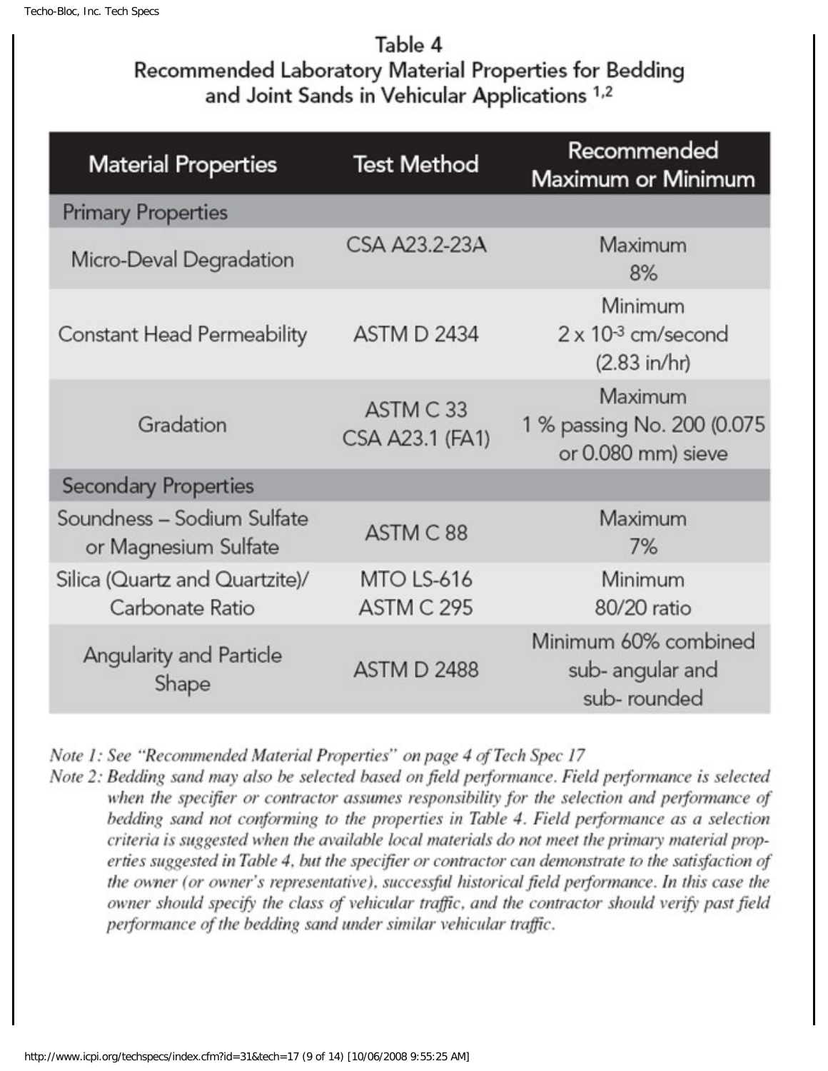## Table 4
## Recommended Laboratory Material Properties for Bedding and Joint Sands in Vehicular Applications [1,2]

| Material Properties | Test Method | Recommended Maximum or Minimum |
|---|---|---|
| **Primary Properties** | | |
| Micro-Deval Degradation | CSA A23.2-23A | Maximum 8% |
| Constant Head Permeability | ASTM D 2434 | Minimum $2 \times 10^{-3}$ cm/second (2.83 in/hr) |
| Gradation | ASTM C 33 CSA A23.1 (FA1) | Maximum 1 % passing No. 200 (0.075 or 0.080 mm) sieve |
| **Secondary Properties** | | |
| Soundness – Sodium Sulfate or Magnesium Sulfate | ASTM C 88 | Maximum 7% |
| Silica (Quartz and Quartzite)/ Carbonate Ratio | MTO LS-616 ASTM C 295 | Minimum 80/20 ratio |
| Angularity and Particle Shape | ASTM D 2488 | Minimum 60% combined sub- angular and sub- rounded |

*Note 1: See "Recommended Material Properties" on page 4 of Tech Spec 17*

*Note 2: Bedding sand may also be selected based on field performance. Field performance is selected when the specifier or contractor assumes responsibility for the selection and performance of bedding sand not conforming to the properties in Table 4. Field performance as a selection criteria is suggested when the available local materials do not meet the primary material properties suggested in Table 4, but the specifier or contractor can demonstrate to the satisfaction of the owner (or owner's representative), successful historical field performance. In this case the owner should specify the class of vehicular traffic, and the contractor should verify past field performance of the bedding sand under similar vehicular traffic.*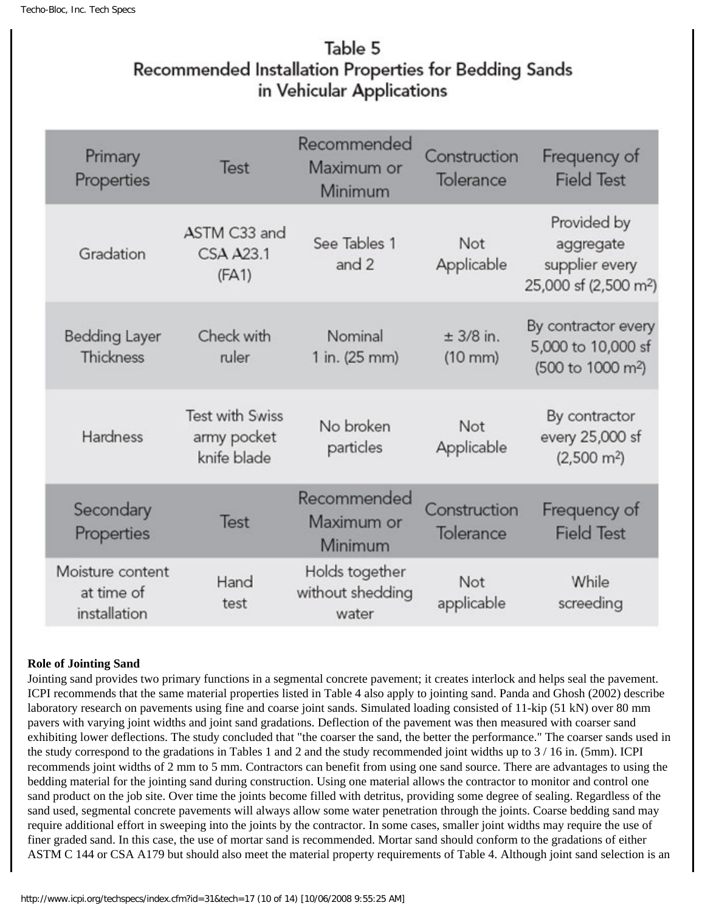## Table 5
## Recommended Installation Properties for Bedding Sands in Vehicular Applications

| Primary Properties | Test | Recommended Maximum or Minimum | Construction Tolerance | Frequency of Field Test |
|---|---|---|---|---|
| Gradation | ASTM C33 and CSA A23.1 (FA1) | See Tables 1 and 2 | Not Applicable | Provided by aggregate supplier every 25,000 sf (2,500 m$^2$) |
| Bedding Layer Thickness | Check with ruler | Nominal 1 in. (25 mm) | ± 3/8 in. (10 mm) | By contractor every 5,000 to 10,000 sf (500 to 1000 m$^2$) |
| Hardness | Test with Swiss army pocket knife blade | No broken particles | Not Applicable | By contractor every 25,000 sf (2,500 m$^2$) |
| **Secondary Properties** | **Test** | **Recommended Maximum or Minimum** | **Construction Tolerance** | **Frequency of Field Test** |
| Moisture content at time of installation | Hand test | Holds together without shedding water | Not applicable | While screeding |

**Role of Jointing Sand**

Jointing sand provides two primary functions in a segmental concrete pavement; it creates interlock and helps seal the pavement. ICPI recommends that the same material properties listed in Table 4 also apply to jointing sand. Panda and Ghosh (2002) describe laboratory research on pavements using fine and coarse joint sands. Simulated loading consisted of 11-kip (51 kN) over 80 mm pavers with varying joint widths and joint sand gradations. Deflection of the pavement was then measured with coarser sand exhibiting lower deflections. The study concluded that "the coarser the sand, the better the performance." The coarser sands used in the study correspond to the gradations in Tables 1 and 2 and the study recommended joint widths up to 3 / 16 in. (5mm). ICPI recommends joint widths of 2 mm to 5 mm. Contractors can benefit from using one sand source. There are advantages to using the bedding material for the jointing sand during construction. Using one material allows the contractor to monitor and control one sand product on the job site. Over time the joints become filled with detritus, providing some degree of sealing. Regardless of the sand used, segmental concrete pavements will always allow some water penetration through the joints. Coarse bedding sand may require additional effort in sweeping into the joints by the contractor. In some cases, smaller joint widths may require the use of finer graded sand. In this case, the use of mortar sand is recommended. Mortar sand should conform to the gradations of either ASTM C 144 or CSA A179 but should also meet the material property requirements of Table 4. Although joint sand selection is an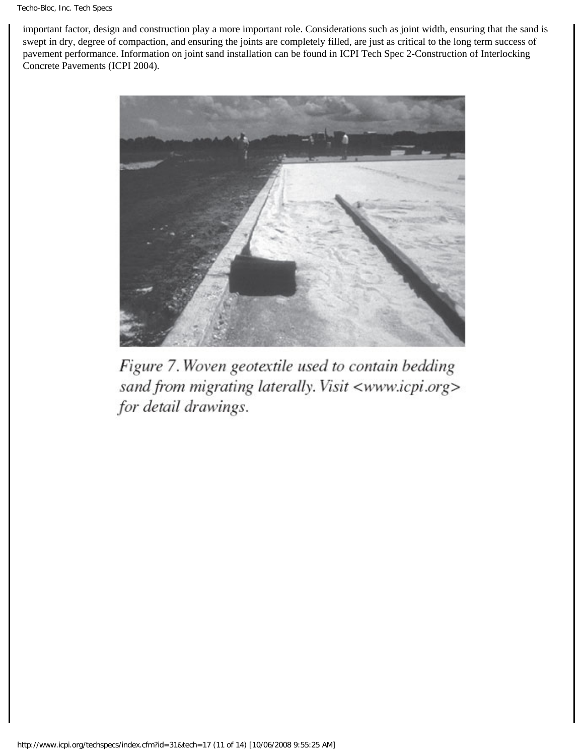important factor, design and construction play a more important role. Considerations such as joint width, ensuring that the sand is swept in dry, degree of compaction, and ensuring the joints are completely filled, are just as critical to the long term success of pavement performance. Information on joint sand installation can be found in ICPI Tech Spec 2-Construction of Interlocking Concrete Pavements (ICPI 2004).

*Figure 7. Woven geotextile used to contain bedding sand from migrating laterally. Visit <www.icpi.org> for detail drawings.*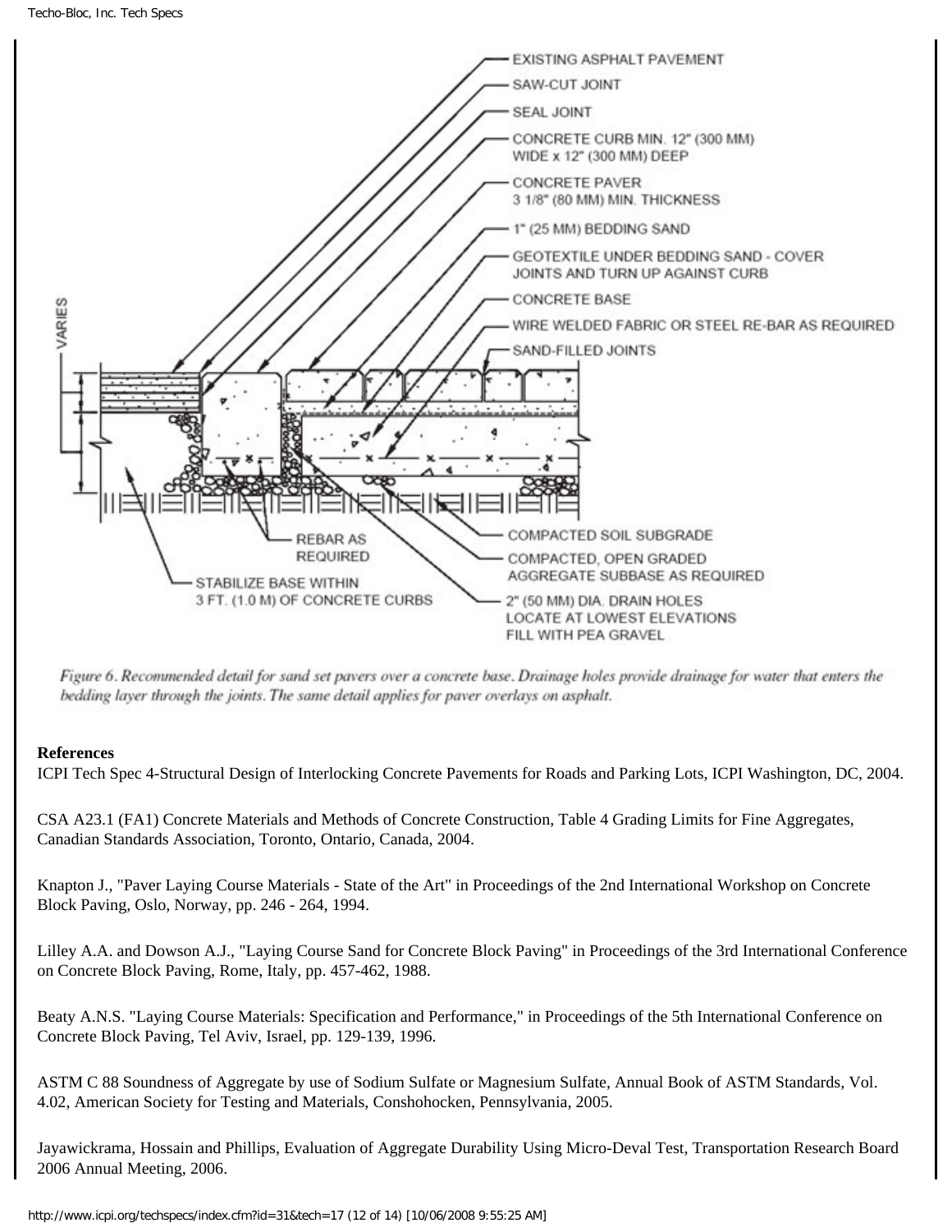*Figure 6. Recommended detail for sand set pavers over a concrete base. Drainage holes provide drainage for water that enters the bedding layer through the joints. The same detail applies for paver overlays on asphalt.*

**References**

ICPI Tech Spec 4-Structural Design of Interlocking Concrete Pavements for Roads and Parking Lots, ICPI Washington, DC, 2004.

CSA A23.1 (FA1) Concrete Materials and Methods of Concrete Construction, Table 4 Grading Limits for Fine Aggregates, Canadian Standards Association, Toronto, Ontario, Canada, 2004.

Knapton J., "Paver Laying Course Materials - State of the Art" in Proceedings of the 2nd International Workshop on Concrete Block Paving, Oslo, Norway, pp. 246 - 264, 1994.

Lilley A.A. and Dowson A.J., "Laying Course Sand for Concrete Block Paving" in Proceedings of the 3rd International Conference on Concrete Block Paving, Rome, Italy, pp. 457-462, 1988.

Beaty A.N.S. "Laying Course Materials: Specification and Performance," in Proceedings of the 5th International Conference on Concrete Block Paving, Tel Aviv, Israel, pp. 129-139, 1996.

ASTM C 88 Soundness of Aggregate by use of Sodium Sulfate or Magnesium Sulfate, Annual Book of ASTM Standards, Vol. 4.02, American Society for Testing and Materials, Conshohocken, Pennsylvania, 2005.

Jayawickrama, Hossain and Phillips, Evaluation of Aggregate Durability Using Micro-Deval Test, Transportation Research Board 2006 Annual Meeting, 2006.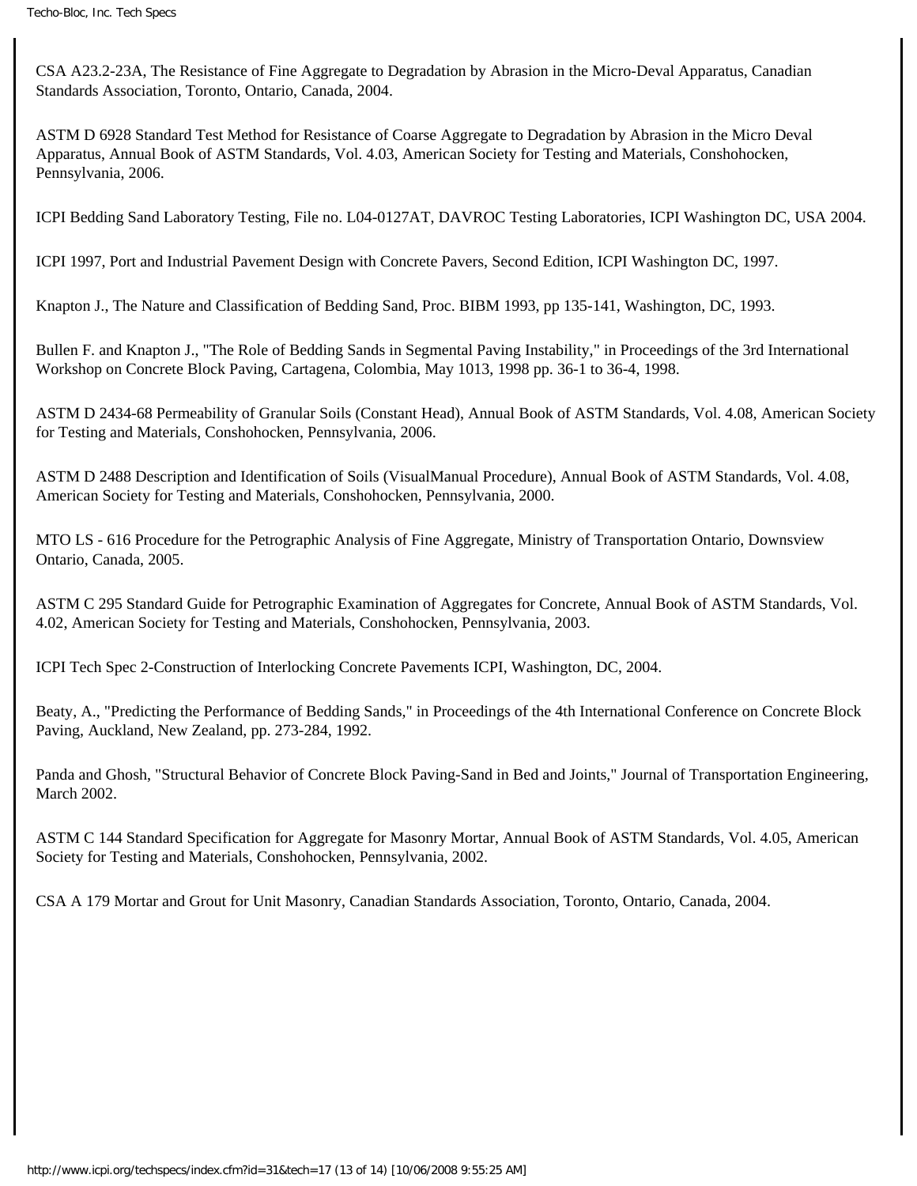CSA A23.2-23A, The Resistance of Fine Aggregate to Degradation by Abrasion in the Micro-Deval Apparatus, Canadian Standards Association, Toronto, Ontario, Canada, 2004.

ASTM D 6928 Standard Test Method for Resistance of Coarse Aggregate to Degradation by Abrasion in the Micro Deval Apparatus, Annual Book of ASTM Standards, Vol. 4.03, American Society for Testing and Materials, Conshohocken, Pennsylvania, 2006.

ICPI Bedding Sand Laboratory Testing, File no. L04-0127AT, DAVROC Testing Laboratories, ICPI Washington DC, USA 2004.

ICPI 1997, Port and Industrial Pavement Design with Concrete Pavers, Second Edition, ICPI Washington DC, 1997.

Knapton J., The Nature and Classification of Bedding Sand, Proc. BIBM 1993, pp 135-141, Washington, DC, 1993.

Bullen F. and Knapton J., "The Role of Bedding Sands in Segmental Paving Instability," in Proceedings of the 3rd International Workshop on Concrete Block Paving, Cartagena, Colombia, May 1013, 1998 pp. 36-1 to 36-4, 1998.

ASTM D 2434-68 Permeability of Granular Soils (Constant Head), Annual Book of ASTM Standards, Vol. 4.08, American Society for Testing and Materials, Conshohocken, Pennsylvania, 2006.

ASTM D 2488 Description and Identification of Soils (VisualManual Procedure), Annual Book of ASTM Standards, Vol. 4.08, American Society for Testing and Materials, Conshohocken, Pennsylvania, 2000.

MTO LS - 616 Procedure for the Petrographic Analysis of Fine Aggregate, Ministry of Transportation Ontario, Downsview Ontario, Canada, 2005.

ASTM C 295 Standard Guide for Petrographic Examination of Aggregates for Concrete, Annual Book of ASTM Standards, Vol. 4.02, American Society for Testing and Materials, Conshohocken, Pennsylvania, 2003.

ICPI Tech Spec 2-Construction of Interlocking Concrete Pavements ICPI, Washington, DC, 2004.

Beaty, A., "Predicting the Performance of Bedding Sands," in Proceedings of the 4th International Conference on Concrete Block Paving, Auckland, New Zealand, pp. 273-284, 1992.

Panda and Ghosh, "Structural Behavior of Concrete Block Paving-Sand in Bed and Joints," Journal of Transportation Engineering, March 2002.

ASTM C 144 Standard Specification for Aggregate for Masonry Mortar, Annual Book of ASTM Standards, Vol. 4.05, American Society for Testing and Materials, Conshohocken, Pennsylvania, 2002.

CSA A 179 Mortar and Grout for Unit Masonry, Canadian Standards Association, Toronto, Ontario, Canada, 2004.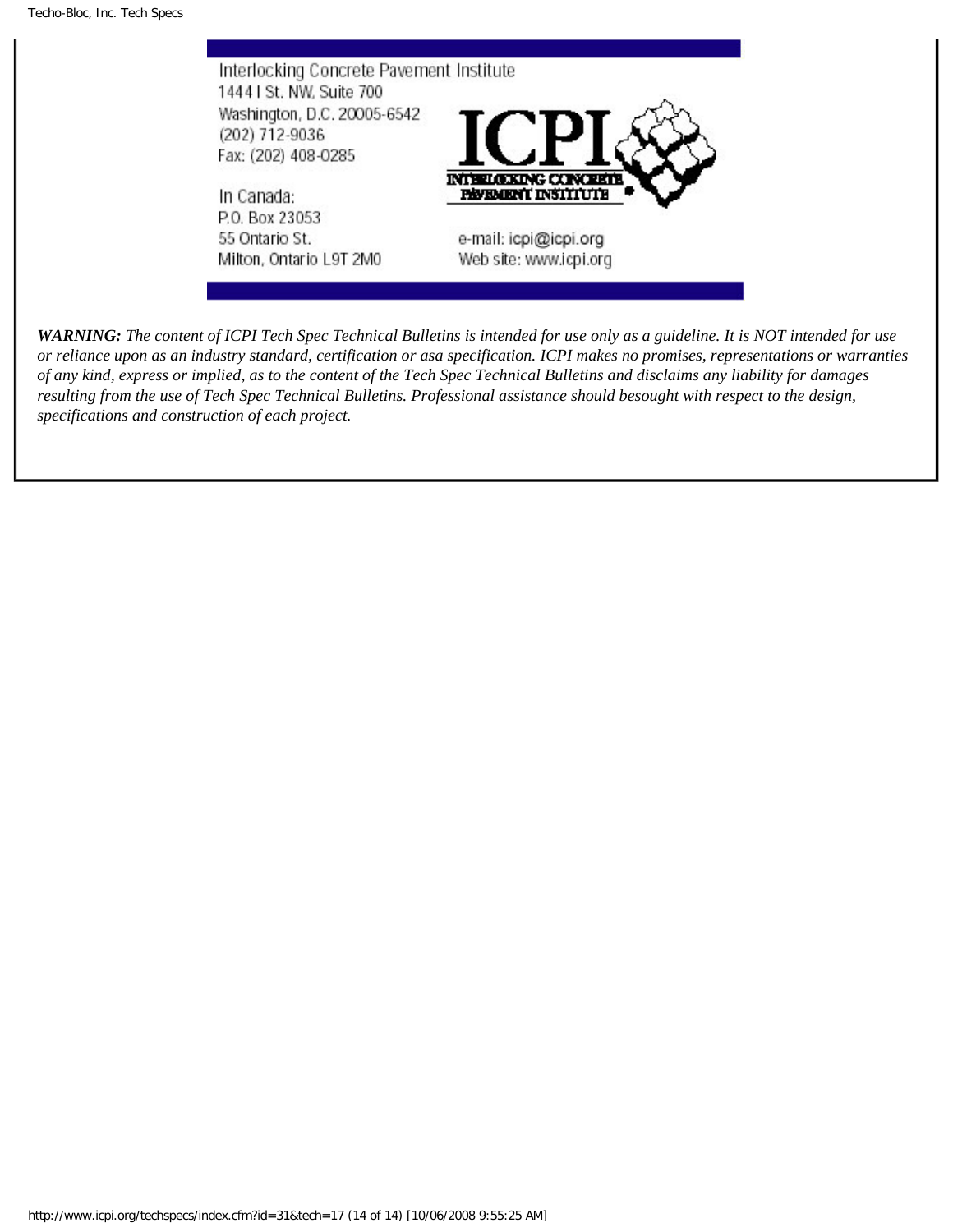Interlocking Concrete Pavement Institute
1444 I St. NW, Suite 700
Washington, D.C. 20005-6542
(202) 712-9036
Fax: (202) 408-0285

In Canada:
P.O. Box 23053
55 Ontario St.
Milton, Ontario L9T 2M0

ICPI INTERLOCKING CONCRETE PAVEMENT INSTITUTE

e-mail: icpi@icpi.org
Web site: www.icpi.org

***WARNING:*** *The content of ICPI Tech Spec Technical Bulletins is intended for use only as a guideline. It is NOT intended for use or reliance upon as an industry standard, certification or asa specification. ICPI makes no promises, representations or warranties of any kind, express or implied, as to the content of the Tech Spec Technical Bulletins and disclaims any liability for damages resulting from the use of Tech Spec Technical Bulletins. Professional assistance should besought with respect to the design, specifications and construction of each project.*